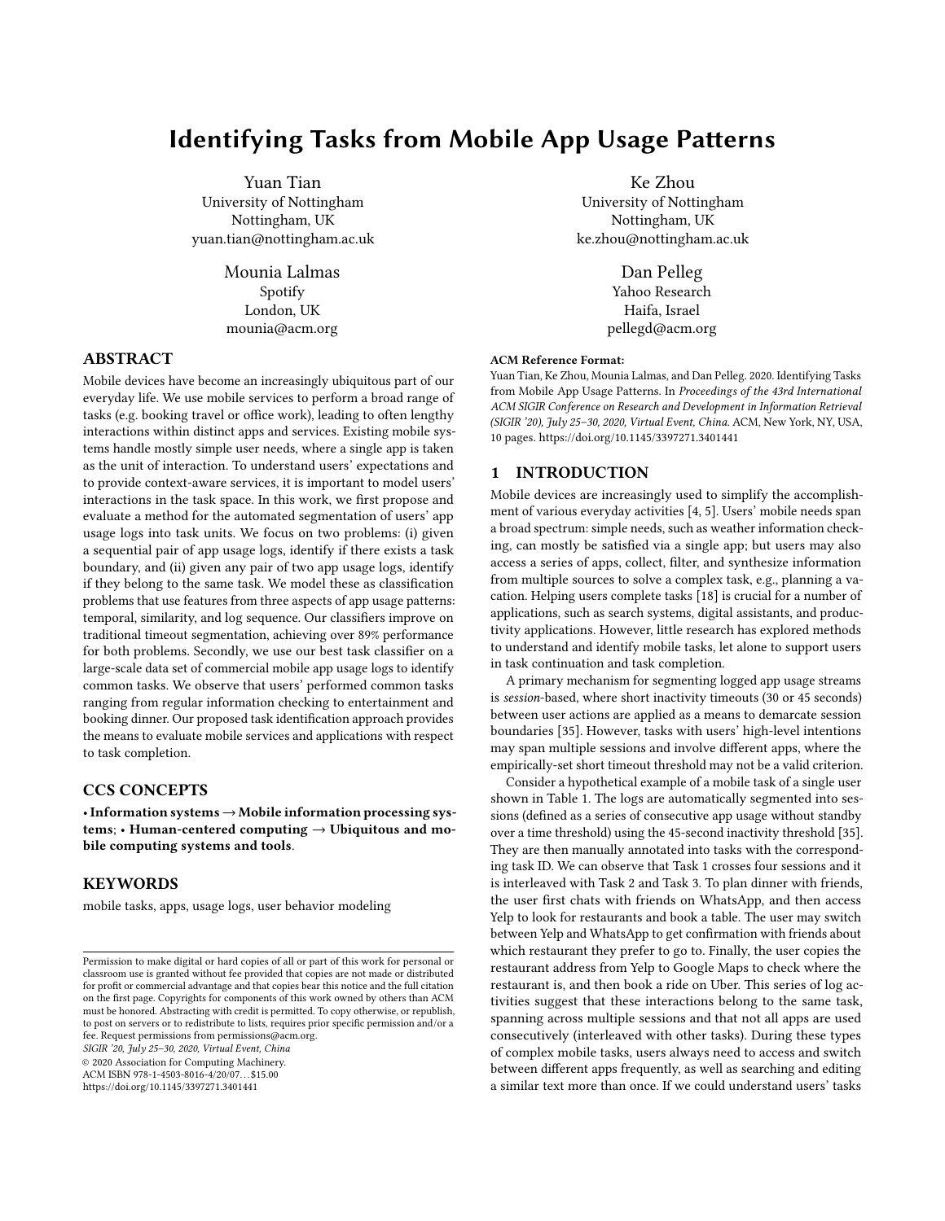# Identifying Tasks from Mobile App Usage Patterns

Yuan Tian
University of Nottingham
Nottingham, UK
yuan.tian@nottingham.ac.uk

Ke Zhou
University of Nottingham
Nottingham, UK
ke.zhou@nottingham.ac.uk

Mounia Lalmas
Spotify
London, UK
mounia@acm.org

Dan Pelleg
Yahoo Research
Haifa, Israel
pellegd@acm.org

## ABSTRACT

Mobile devices have become an increasingly ubiquitous part of our everyday life. We use mobile services to perform a broad range of tasks (e.g. booking travel or office work), leading to often lengthy interactions within distinct apps and services. Existing mobile systems handle mostly simple user needs, where a single app is taken as the unit of interaction. To understand users' expectations and to provide context-aware services, it is important to model users' interactions in the task space. In this work, we first propose and evaluate a method for the automated segmentation of users' app usage logs into task units. We focus on two problems: (i) given a sequential pair of app usage logs, identify if there exists a task boundary, and (ii) given any pair of two app usage logs, identify if they belong to the same task. We model these as classification problems that use features from three aspects of app usage patterns: temporal, similarity, and log sequence. Our classifiers improve on traditional timeout segmentation, achieving over 89% performance for both problems. Secondly, we use our best task classifier on a large-scale data set of commercial mobile app usage logs to identify common tasks. We observe that users' performed common tasks ranging from regular information checking to entertainment and booking dinner. Our proposed task identification approach provides the means to evaluate mobile services and applications with respect to task completion.

## CCS CONCEPTS

**• Information systems → Mobile information processing systems; • Human-centered computing → Ubiquitous and mobile computing systems and tools.**

## KEYWORDS

mobile tasks, apps, usage logs, user behavior modeling

**ACM Reference Format:**
Yuan Tian, Ke Zhou, Mounia Lalmas, and Dan Pelleg. 2020. Identifying Tasks from Mobile App Usage Patterns. In *Proceedings of the 43rd International ACM SIGIR Conference on Research and Development in Information Retrieval (SIGIR '20), July 25–30, 2020, Virtual Event, China.* ACM, New York, NY, USA, 10 pages. https://doi.org/10.1145/3397271.3401441

## 1 INTRODUCTION

Mobile devices are increasingly used to simplify the accomplishment of various everyday activities [4, 5]. Users' mobile needs span a broad spectrum: simple needs, such as weather information checking, can mostly be satisfied via a single app; but users may also access a series of apps, collect, filter, and synthesize information from multiple sources to solve a complex task, e.g., planning a vacation. Helping users complete tasks [18] is crucial for a number of applications, such as search systems, digital assistants, and productivity applications. However, little research has explored methods to understand and identify mobile tasks, let alone to support users in task continuation and task completion.

A primary mechanism for segmenting logged app usage streams is *session*-based, where short inactivity timeouts (30 or 45 seconds) between user actions are applied as a means to demarcate session boundaries [35]. However, tasks with users' high-level intentions may span multiple sessions and involve different apps, where the empirically-set short timeout threshold may not be a valid criterion.

Consider a hypothetical example of a mobile task of a single user shown in Table 1. The logs are automatically segmented into sessions (defined as a series of consecutive app usage without standby over a time threshold) using the 45-second inactivity threshold [35]. They are then manually annotated into tasks with the corresponding task ID. We can observe that Task 1 crosses four sessions and it is interleaved with Task 2 and Task 3. To plan dinner with friends, the user first chats with friends on WhatsApp, and then access Yelp to look for restaurants and book a table. The user may switch between Yelp and WhatsApp to get confirmation with friends about which restaurant they prefer to go to. Finally, the user copies the restaurant address from Yelp to Google Maps to check where the restaurant is, and then book a ride on Uber. This series of log activities suggest that these interactions belong to the same task, spanning across multiple sessions and that not all apps are used consecutively (interleaved with other tasks). During these types of complex mobile tasks, users always need to access and switch between different apps frequently, as well as searching and editing a similar text more than once. If we could understand users' tasks

Permission to make digital or hard copies of all or part of this work for personal or classroom use is granted without fee provided that copies are not made or distributed for profit or commercial advantage and that copies bear this notice and the full citation on the first page. Copyrights for components of this work owned by others than ACM must be honored. Abstracting with credit is permitted. To copy otherwise, or republish, to post on servers or to redistribute to lists, requires prior specific permission and/or a fee. Request permissions from permissions@acm.org.
*SIGIR '20, July 25–30, 2020, Virtual Event, China*
© 2020 Association for Computing Machinery.
ACM ISBN 978-1-4503-8016-4/20/07...$15.00
https://doi.org/10.1145/3397271.3401441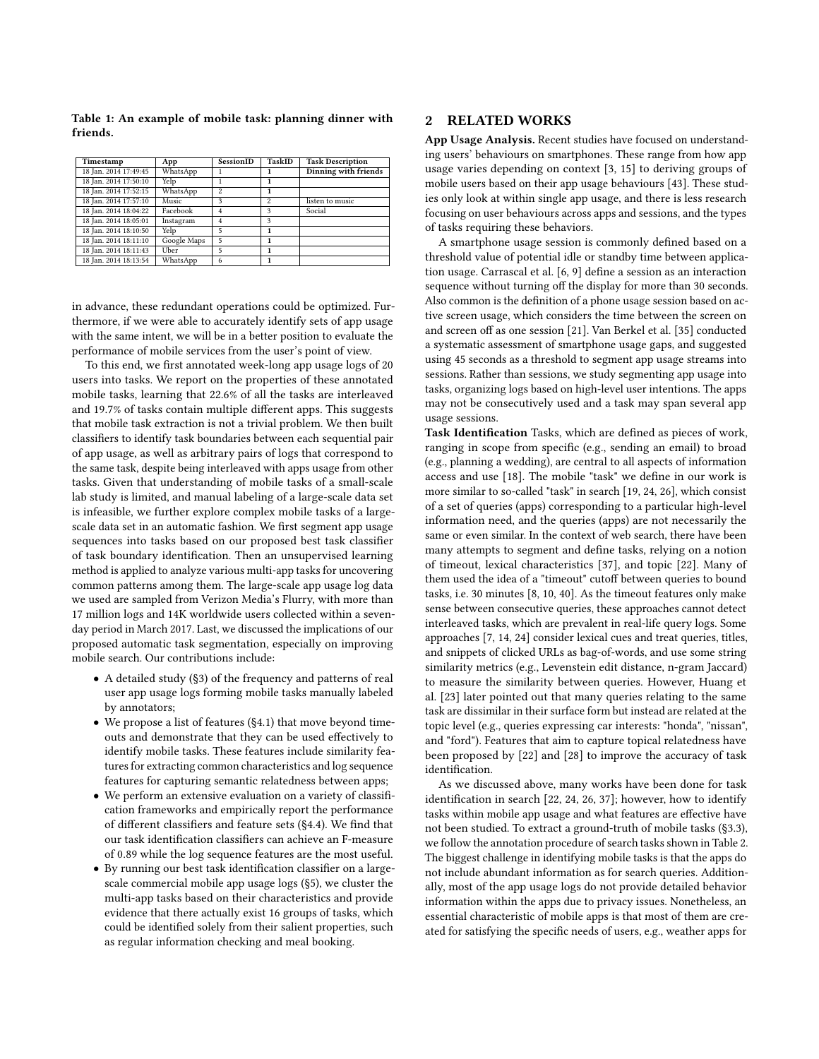**Table 1: An example of mobile task: planning dinner with friends.**

| Timestamp | App | SessionID | TaskID | Task Description |
|---|---|---|---|---|
| 18 Jan. 2014 17:49:45 | WhatsApp | 1 | **1** | **Dinning with friends** |
| 18 Jan. 2014 17:50:10 | Yelp | 1 | **1** | |
| 18 Jan. 2014 17:52:15 | WhatsApp | 2 | **1** | |
| 18 Jan. 2014 17:57:10 | Music | 3 | 2 | listen to music |
| 18 Jan. 2014 18:04:22 | Facebook | 4 | 3 | Social |
| 18 Jan. 2014 18:05:01 | Instagram | 4 | 3 | |
| 18 Jan. 2014 18:10:50 | Yelp | 5 | **1** | |
| 18 Jan. 2014 18:11:10 | Google Maps | 5 | **1** | |
| 18 Jan. 2014 18:11:43 | Uber | 5 | **1** | |
| 18 Jan. 2014 18:13:54 | WhatsApp | 6 | **1** | |

in advance, these redundant operations could be optimized. Furthermore, if we were able to accurately identify sets of app usage with the same intent, we will be in a better position to evaluate the performance of mobile services from the user's point of view.

To this end, we first annotated week-long app usage logs of 20 users into tasks. We report on the properties of these annotated mobile tasks, learning that 22.6% of all the tasks are interleaved and 19.7% of tasks contain multiple different apps. This suggests that mobile task extraction is not a trivial problem. We then built classifiers to identify task boundaries between each sequential pair of app usage, as well as arbitrary pairs of logs that correspond to the same task, despite being interleaved with apps usage from other tasks. Given that understanding of mobile tasks of a small-scale lab study is limited, and manual labeling of a large-scale data set is infeasible, we further explore complex mobile tasks of a large-scale data set in an automatic fashion. We first segment app usage sequences into tasks based on our proposed best task classifier of task boundary identification. Then an unsupervised learning method is applied to analyze various multi-app tasks for uncovering common patterns among them. The large-scale app usage log data we used are sampled from Verizon Media's Flurry, with more than 17 million logs and 14K worldwide users collected within a seven-day period in March 2017. Last, we discussed the implications of our proposed automatic task segmentation, especially on improving mobile search. Our contributions include:

- A detailed study (§3) of the frequency and patterns of real user app usage logs forming mobile tasks manually labeled by annotators;
- We propose a list of features (§4.1) that move beyond timeouts and demonstrate that they can be used effectively to identify mobile tasks. These features include similarity features for extracting common characteristics and log sequence features for capturing semantic relatedness between apps;
- We perform an extensive evaluation on a variety of classification frameworks and empirically report the performance of different classifiers and feature sets (§4.4). We find that our task identification classifiers can achieve an F-measure of 0.89 while the log sequence features are the most useful.
- By running our best task identification classifier on a large-scale commercial mobile app usage logs (§5), we cluster the multi-app tasks based on their characteristics and provide evidence that there actually exist 16 groups of tasks, which could be identified solely from their salient properties, such as regular information checking and meal booking.

## 2 RELATED WORKS

**App Usage Analysis.** Recent studies have focused on understanding users' behaviours on smartphones. These range from how app usage varies depending on context [3, 15] to deriving groups of mobile users based on their app usage behaviours [43]. These studies only look at within single app usage, and there is less research focusing on user behaviours across apps and sessions, and the types of tasks requiring these behaviors.

A smartphone usage session is commonly defined based on a threshold value of potential idle or standby time between application usage. Carrascal et al. [6, 9] define a session as an interaction sequence without turning off the display for more than 30 seconds. Also common is the definition of a phone usage session based on active screen usage, which considers the time between the screen on and screen off as one session [21]. Van Berkel et al. [35] conducted a systematic assessment of smartphone usage gaps, and suggested using 45 seconds as a threshold to segment app usage streams into sessions. Rather than sessions, we study segmenting app usage into tasks, organizing logs based on high-level user intentions. The apps may not be consecutively used and a task may span several app usage sessions.

**Task Identification** Tasks, which are defined as pieces of work, ranging in scope from specific (e.g., sending an email) to broad (e.g., planning a wedding), are central to all aspects of information access and use [18]. The mobile "task" we define in our work is more similar to so-called "task" in search [19, 24, 26], which consist of a set of queries (apps) corresponding to a particular high-level information need, and the queries (apps) are not necessarily the same or even similar. In the context of web search, there have been many attempts to segment and define tasks, relying on a notion of timeout, lexical characteristics [37], and topic [22]. Many of them used the idea of a "timeout" cutoff between queries to bound tasks, i.e. 30 minutes [8, 10, 40]. As the timeout features only make sense between consecutive queries, these approaches cannot detect interleaved tasks, which are prevalent in real-life query logs. Some approaches [7, 14, 24] consider lexical cues and treat queries, titles, and snippets of clicked URLs as bag-of-words, and use some string similarity metrics (e.g., Levenstein edit distance, n-gram Jaccard) to measure the similarity between queries. However, Huang et al. [23] later pointed out that many queries relating to the same task are dissimilar in their surface form but instead are related at the topic level (e.g., queries expressing car interests: "honda", "nissan", and "ford"). Features that aim to capture topical relatedness have been proposed by [22] and [28] to improve the accuracy of task identification.

As we discussed above, many works have been done for task identification in search [22, 24, 26, 37]; however, how to identify tasks within mobile app usage and what features are effective have not been studied. To extract a ground-truth of mobile tasks (§3.3), we follow the annotation procedure of search tasks shown in Table 2. The biggest challenge in identifying mobile tasks is that the apps do not include abundant information as for search queries. Additionally, most of the app usage logs do not provide detailed behavior information within the apps due to privacy issues. Nonetheless, an essential characteristic of mobile apps is that most of them are created for satisfying the specific needs of users, e.g., weather apps for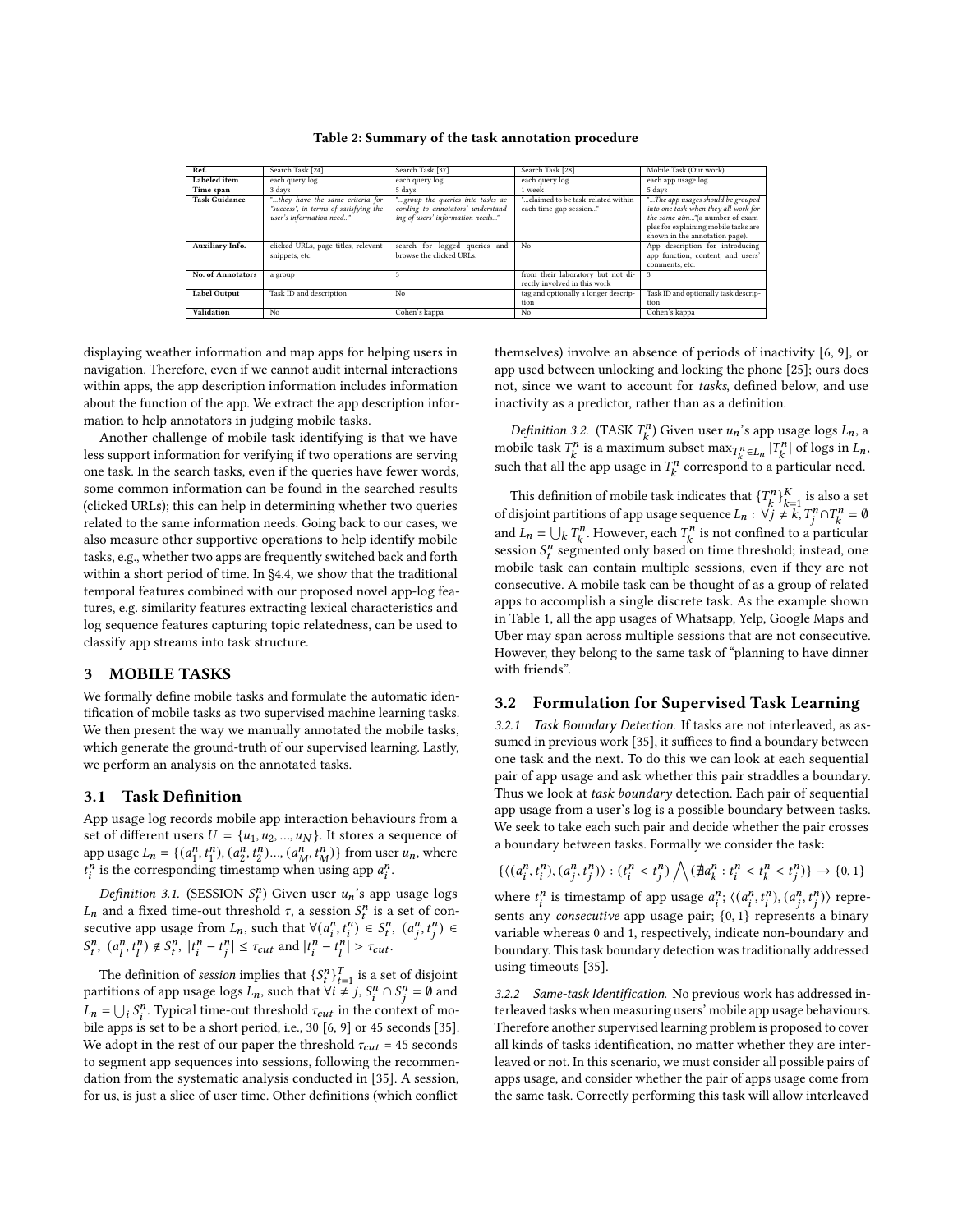**Table 2: Summary of the task annotation procedure**

| Ref. | Search Task [24] | Search Task [37] | Search Task [28] | Mobile Task (Our work) |
|---|---|---|---|---|
| **Labeled item** | each query log | each query log | each query log | each app usage log |
| **Time span** | 3 days | 5 days | 1 week | 5 days |
| **Task Guidance** | *"...they have the same criteria for "success", in terms of satisfying the user's information need..."* | *"...group the queries into tasks according to annotators' understanding of users' information needs..."* | "...claimed to be task-related within each time-gap session..." | *"...The app usages should be grouped into one task when they all work for the same aim..."*(a number of examples for explaining mobile tasks are shown in the annotation page). |
| **Auxiliary Info.** | clicked URLs, page titles, relevant snippets, etc. | search for logged queries and browse the clicked URLs. | No | App description for introducing app function, content, and users' comments, etc. |
| **No. of Annotators** | a group | 3 | from their laboratory but not directly involved in this work | 3 |
| **Label Output** | Task ID and description | No | tag and optionally a longer description | Task ID and optionally task description |
| **Validation** | No | Cohen's kappa | No | Cohen's kappa |

displaying weather information and map apps for helping users in navigation. Therefore, even if we cannot audit internal interactions within apps, the app description information includes information about the function of the app. We extract the app description information to help annotators in judging mobile tasks.

Another challenge of mobile task identifying is that we have less support information for verifying if two operations are serving one task. In the search tasks, even if the queries have fewer words, some common information can be found in the searched results (clicked URLs); this can help in determining whether two queries related to the same information needs. Going back to our cases, we also measure other supportive operations to help identify mobile tasks, e.g., whether two apps are frequently switched back and forth within a short period of time. In §4.4, we show that the traditional temporal features combined with our proposed novel app-log features, e.g. similarity features extracting lexical characteristics and log sequence features capturing topic relatedness, can be used to classify app streams into task structure.

## 3 MOBILE TASKS

We formally define mobile tasks and formulate the automatic identification of mobile tasks as two supervised machine learning tasks. We then present the way we manually annotated the mobile tasks, which generate the ground-truth of our supervised learning. Lastly, we perform an analysis on the annotated tasks.

### 3.1 Task Definition

App usage log records mobile app interaction behaviours from a set of different users $U = \{u_1, u_2, ..., u_N\}$. It stores a sequence of app usage $L_n = \{(a_1^n, t_1^n), (a_2^n, t_2^n)..., (a_M^n, t_M^n)\}$ from user $u_n$, where $t_i^n$ is the corresponding timestamp when using app $a_i^n$.

*Definition 3.1.* (SESSION $S_t^n$) Given user $u_n$'s app usage logs $L_n$ and a fixed time-out threshold $\tau$, a session $S_t^n$ is a set of consecutive app usage from $L_n$, such that $\forall (a_i^n, t_i^n) \in S_t^n,\ (a_j^n, t_j^n) \in S_t^n,\ (a_l^n, t_l^n) \notin S_t^n,\ |t_i^n - t_j^n| \leq \tau_{cut}$ and $|t_i^n - t_l^n| > \tau_{cut}$.

The definition of *session* implies that $\{S_t^n\}_{t=1}^T$ is a set of disjoint partitions of app usage logs $L_n$, such that $\forall i \neq j, S_i^n \cap S_j^n = \emptyset$ and $L_n = \bigcup_i S_i^n$. Typical time-out threshold $\tau_{cut}$ in the context of mobile apps is set to be a short period, i.e., 30 [6, 9] or 45 seconds [35]. We adopt in the rest of our paper the threshold $\tau_{cut}$ = 45 seconds to segment app sequences into sessions, following the recommendation from the systematic analysis conducted in [35]. A session, for us, is just a slice of user time. Other definitions (which conflict themselves) involve an absence of periods of inactivity [6, 9], or app used between unlocking and locking the phone [25]; ours does not, since we want to account for *tasks*, defined below, and use inactivity as a predictor, rather than as a definition.

*Definition 3.2.* (TASK $T_k^n$) Given user $u_n$'s app usage logs $L_n$, a mobile task $T_k^n$ is a maximum subset $\max_{T_k^n \in L_n} |T_k^n|$ of logs in $L_n$, such that all the app usage in $T_k^n$ correspond to a particular need.

This definition of mobile task indicates that $\{T_k^n\}_{k=1}^K$ is also a set of disjoint partitions of app usage sequence $L_n$ : $\forall j \neq k, T_j^n \cap T_k^n = \emptyset$ and $L_n = \bigcup_k T_k^n$. However, each $T_k^n$ is not confined to a particular session $S_t^n$ segmented only based on time threshold; instead, one mobile task can contain multiple sessions, even if they are not consecutive. A mobile task can be thought of as a group of related apps to accomplish a single discrete task. As the example shown in Table 1, all the app usages of Whatsapp, Yelp, Google Maps and Uber may span across multiple sessions that are not consecutive. However, they belong to the same task of "planning to have dinner with friends".

### 3.2 Formulation for Supervised Task Learning

*3.2.1 Task Boundary Detection.* If tasks are not interleaved, as assumed in previous work [35], it suffices to find a boundary between one task and the next. To do this we can look at each sequential pair of app usage and ask whether this pair straddles a boundary. Thus we look at *task boundary* detection. Each pair of sequential app usage from a user's log is a possible boundary between tasks. We seek to take each such pair and decide whether the pair crosses a boundary between tasks. Formally we consider the task:

$$\{\langle (a_i^n, t_i^n), (a_j^n, t_j^n) \rangle : (t_i^n < t_j^n) \bigwedge (\nexists a_k^n : t_i^n < t_k^n < t_j^n)\} \rightarrow \{0, 1\}$$

where $t_i^n$ is timestamp of app usage $a_i^n$; $\langle (a_i^n, t_i^n), (a_j^n, t_j^n) \rangle$ represents any *consecutive* app usage pair; $\{0, 1\}$ represents a binary variable whereas 0 and 1, respectively, indicate non-boundary and boundary. This task boundary detection was traditionally addressed using timeouts [35].

*3.2.2 Same-task Identification.* No previous work has addressed interleaved tasks when measuring users' mobile app usage behaviours. Therefore another supervised learning problem is proposed to cover all kinds of tasks identification, no matter whether they are interleaved or not. In this scenario, we must consider all possible pairs of apps usage, and consider whether the pair of apps usage come from the same task. Correctly performing this task will allow interleaved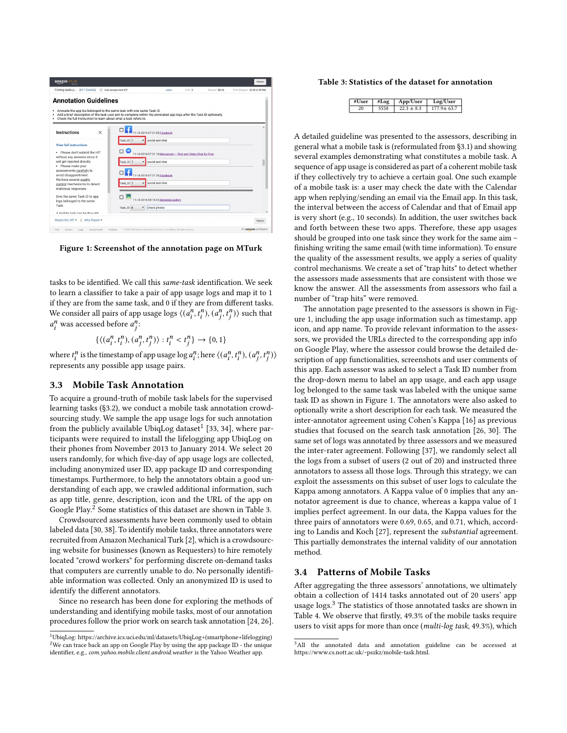Figure 1: Screenshot of the annotation page on MTurk

tasks to be identified. We call this *same-task* identification. We seek to learn a classifier to take a pair of app usage logs and map it to 1 if they are from the same task, and 0 if they are from different tasks. We consider all pairs of app usage logs $\langle (a_i^n, t_i^n), (a_j^n, t_j^n) \rangle$ such that $a_i^n$ was accessed before $a_j^n$:

$$\{\langle (a_i^n, t_i^n), (a_j^n, t_j^n) \rangle : t_i^n < t_j^n\} \rightarrow \{0, 1\}$$

where $t_i^n$ is the timestamp of app usage log $a_i^n$; here $\langle (a_i^n, t_i^n), (a_j^n, t_j^n) \rangle$ represents any possible app usage pairs.

## 3.3 Mobile Task Annotation

To acquire a ground-truth of mobile task labels for the supervised learning tasks (§3.2), we conduct a mobile task annotation crowdsourcing study. We sample the app usage logs for such annotation from the publicly available UbiqLog dataset[1] [33, 34], where participants were required to install the lifelogging app UbiqLog on their phones from November 2013 to January 2014. We select 20 users randomly, for which five-day of app usage logs are collected, including anonymized user ID, app package ID and corresponding timestamps. Furthermore, to help the annotators obtain a good understanding of each app, we crawled additional information, such as app title, genre, description, icon and the URL of the app on Google Play.[2] Some statistics of this dataset are shown in Table 3.

Crowdsourced assessments have been commonly used to obtain labeled data [30, 38]. To identify mobile tasks, three annotators were recruited from Amazon Mechanical Turk [2], which is a crowdsourcing website for businesses (known as Requesters) to hire remotely located "crowd workers" for performing discrete on-demand tasks that computers are currently unable to do. No personally identifiable information was collected. Only an anonymized ID is used to identify the different annotators.

Since no research has been done for exploring the methods of understanding and identifying mobile tasks, most of our annotation procedures follow the prior work on search task annotation [24, 26].

[1] UbiqLog: https://archive.ics.uci.edu/ml/datasets/UbiqLog+(smartphone+lifelogging)
[2] We can trace back an app on Google Play by using the app package ID - the unique identifier, e.g., *com.yahoo.mobile.client.android.weather* is the Yahoo Weather app.

Table 3: Statistics of the dataset for annotation

| #User | #Log | App/User | Log/User |
|---|---|---|---|
| 20 | 3558 | 22.3 ± 8.3 | 177.9± 63.7 |

A detailed guideline was presented to the assessors, describing in general what a mobile task is (reformulated from §3.1) and showing several examples demonstrating what constitutes a mobile task. A sequence of app usage is considered as part of a coherent mobile task if they collectively try to achieve a certain goal. One such example of a mobile task is: a user may check the date with the Calendar app when replying/sending an email via the Email app. In this task, the interval between the access of Calendar and that of Email app is very short (e.g., 10 seconds). In addition, the user switches back and forth between these two apps. Therefore, these app usages should be grouped into one task since they work for the same aim – finishing writing the same email (with time information). To ensure the quality of the assessment results, we apply a series of quality control mechanisms. We create a set of "trap hits" to detect whether the assessors made assessments that are consistent with those we know the answer. All the assessments from assessors who fail a number of "trap hits" were removed.

The annotation page presented to the assessors is shown in Figure 1, including the app usage information such as timestamp, app icon, and app name. To provide relevant information to the assessors, we provided the URLs directed to the corresponding app info on Google Play, where the assessor could browse the detailed description of app functionalities, screenshots and user comments of this app. Each assessor was asked to select a Task ID number from the drop-down menu to label an app usage, and each app usage log belonged to the same task was labeled with the unique same task ID as shown in Figure 1. The annotators were also asked to optionally write a short description for each task. We measured the inter-annotator agreement using Cohen's Kappa [16] as previous studies that focused on the search task annotation [26, 30]. The same set of logs was annotated by three assessors and we measured the inter-rater agreement. Following [37], we randomly select all the logs from a subset of users (2 out of 20) and instructed three annotators to assess all those logs. Through this strategy, we can exploit the assessments on this subset of user logs to calculate the Kappa among annotators. A Kappa value of 0 implies that any annotator agreement is due to chance, whereas a kappa value of 1 implies perfect agreement. In our data, the Kappa values for the three pairs of annotators were 0.69, 0.65, and 0.71, which, according to Landis and Koch [27], represent the *substantial* agreement. This partially demonstrates the internal validity of our annotation method.

## 3.4 Patterns of Mobile Tasks

After aggregating the three assessors' annotations, we ultimately obtain a collection of 1414 tasks annotated out of 20 users' app usage logs.[3] The statistics of those annotated tasks are shown in Table 4. We observe that firstly, 49.3% of the mobile tasks require users to visit apps for more than once (*multi-log task*, 49.3%), which

[3] All the annotated data and annotation guideline can be accessed at https://www.cs.nott.ac.uk/~pszkz/mobile-task.html.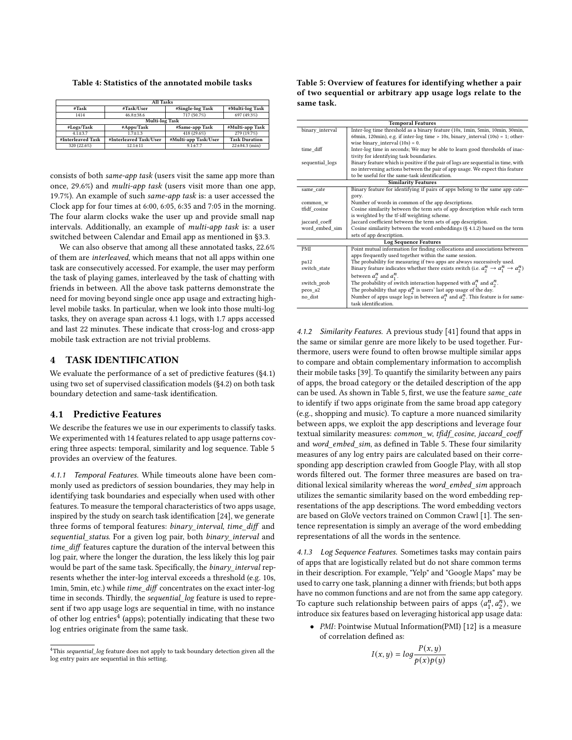**Table 4: Statistics of the annotated mobile tasks**

| All Tasks | | | |
|---|---|---|---|
| #Task | #Task/User | #Single-log Task | #Multi-log Task |
| 1414 | 46.8±38.6 | 717 (50.7%) | 697 (49.3%) |
| **Multi-log Task** | | | |
| #Logs/Task | #Apps/Task | #Same-app Task | #Multi-app Task |
| 4.1±3.7 | 1.7±1.3 | 418 (29.6%) | 279 (19.7%) |
| #Interleaved Task | #Interleaved Task/User | #Multi-app Task/User | Task Duration |
| 320 (22.6%) | 12.1±11 | 9.1±7.7 | 22±84.3 (min) |

consists of both *same-app task* (users visit the same app more than once, 29.6%) and *multi-app task* (users visit more than one app, 19.7%). An example of such *same-app task* is: a user accessed the Clock app for four times at 6:00, 6:05, 6:35 and 7:05 in the morning. The four alarm clocks wake the user up and provide small nap intervals. Additionally, an example of *multi-app task* is: a user switched between Calendar and Email app as mentioned in §3.

We can also observe that among all these annotated tasks, 22.6% of them are *interleaved*, which means that not all apps within one task are consecutively accessed. For example, the user may perform the task of playing games, interleaved by the task of chatting with friends in between. All the above task patterns demonstrate the need for moving beyond single once app usage and extracting high-level mobile tasks. In particular, when we look into those multi-log tasks, they on average span across 4.1 logs, with 1.7 apps accessed and last 22 minutes. These indicate that cross-log and cross-app mobile task extraction are not trivial problems.

## 4 TASK IDENTIFICATION

We evaluate the performance of a set of predictive features (§4.1) using two set of supervised classification models (§4.2) on both task boundary detection and same-task identification.

### 4.1 Predictive Features

We describe the features we use in our experiments to classify tasks. We experimented with 14 features related to app usage patterns covering three aspects: temporal, similarity and log sequence. Table 5 provides an overview of the features.

*4.1.1 Temporal Features.* While timeouts alone have been commonly used as predictors of session boundaries, they may help in identifying task boundaries and especially when used with other features. To measure the temporal characteristics of two apps usage, inspired by the study on search task identification [24], we generate three forms of temporal features: *binary_interval*, *time_diff* and *sequential_status*. For a given log pair, both *binary_interval* and *time_diff* features capture the duration of the interval between this log pair, where the longer the duration, the less likely this log pair would be part of the same task. Specifically, the *binary_interval* represents whether the inter-log interval exceeds a threshold (e.g. 10s, 1min, 5min, etc.) while *time_diff* concentrates on the exact inter-log time in seconds. Thirdly, the *sequential_log* is used to represent if two app usage logs are sequential in time, with no instance of other log entries[4] (apps); potentially indicating that these two log entries originate from the same task.

[4] This *sequential_log* feature does not apply to task boundary detection given all the log entry pairs are sequential in this setting.

**Table 5: Overview of features for identifying whether a pair of two sequential or arbitrary app usage logs relate to the same task.**

| Temporal Features | |
|---|---|
| binary_interval | Inter-log time threshold as a binary feature (10s, 1min, 5min, 10min, 30min, 60min, 120min), e.g. if inter-log time > 10s, binary_interval (10s) = 1; otherwise binary_interval (10s) = 0. |
| time_diff | Inter-log time in seconds; We may be able to learn good thresholds of inactivity for identifying task boundaries. |
| sequential_logs | Binary feature which is positive if the pair of logs are sequential in time, with no intervening actions between the pair of app usage. We expect this feature to be useful for the same-task identification. |
| **Similarity Features** | |
| same_cate | Binary feature for identifying if pairs of apps belong to the same app category. |
| common_w | Number of words in common of the app descriptions. |
| tfidf_cosine | Cosine similarity between the term sets of app description while each term is weighted by the tf-idf weighting scheme. |
| jaccard_coeff | Jaccard coefficient between the term sets of app description. |
| word_embed_sim | Cosine similarity between the word embeddings (§ 4.1.2) based on the term sets of app description. |
| **Log Sequence Features** | |
| PMI | Point mutual information for finding collocations and associations between apps frequently used together within the same session. |
| pa12 | The probability for measuring if two apps are always successively used. |
| switch_state | Binary feature indicates whether there exists switch (i.e. $a_2^n \rightarrow a_1^n \rightarrow a_2^n$) between $a_2^n$ and $a_1^n$. |
| switch_prob | The probability of switch interaction happened with $a_1^n$ and $a_2^n$. |
| peos_a2 | The probability that app $a_2^n$ is users' last app usage of the day. |
| no_dist | Number of apps usage logs in between $a_1^n$ and $a_2^n$. This feature is for same-task identification. |

*4.1.2 Similarity Features.* A previous study [41] found that apps in the same or similar genre are more likely to be used together. Furthermore, users were found to often browse multiple similar apps to compare and obtain complementary information to accomplish their mobile tasks [39]. To quantify the similarity between any pairs of apps, the broad category or the detailed description of the app can be used. As shown in Table 5, first, we use the feature *same_cate* to identify if two apps originate from the same broad app category (e.g., shopping and music). To capture a more nuanced similarity between apps, we exploit the app descriptions and leverage four textual similarity measures: *common_w*, *tfidf_cosine*, *jaccard_coeff* and *word_embed_sim*, as defined in Table 5. These four similarity measures of any log entry pairs are calculated based on their corresponding app description crawled from Google Play, with all stop words filtered out. The former three measures are based on traditional lexical similarity whereas the *word_embed_sim* approach utilizes the semantic similarity based on the word embedding representations of the app descriptions. The word embedding vectors are based on GloVe vectors trained on Common Crawl [1]. The sentence representation is simply an average of the word embedding representations of all the words in the sentence.

*4.1.3 Log Sequence Features.* Sometimes tasks may contain pairs of apps that are logistically related but do not share common terms in their description. For example, "Yelp" and "Google Maps" may be used to carry one task, planning a dinner with friends; but both apps have no common functions and are not from the same app category. To capture such relationship between pairs of apps $\langle a_1^n, a_2^n \rangle$, we introduce six features based on leveraging historical app usage data:

- *PMI*: Pointwise Mutual Information(PMI) [12] is a measure of correlation defined as:

$$I(x, y) = log \frac{P(x, y)}{p(x)p(y)}$$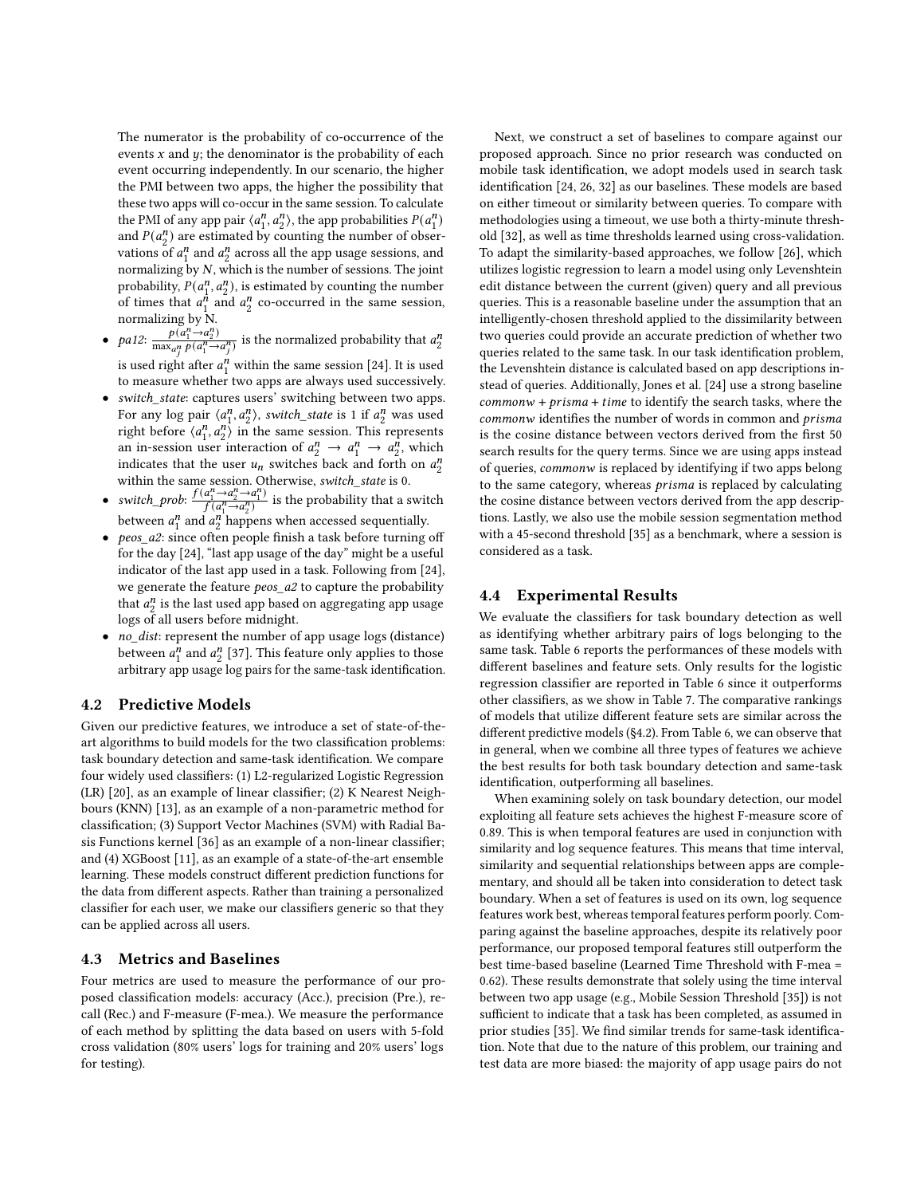The numerator is the probability of co-occurrence of the events $x$ and $y$; the denominator is the probability of each event occurring independently. In our scenario, the higher the PMI between two apps, the higher the possibility that these two apps will co-occur in the same session. To calculate the PMI of any app pair $\langle a_1^n, a_2^n \rangle$, the app probabilities $P(a_1^n)$ and $P(a_2^n)$ are estimated by counting the number of observations of $a_1^n$ and $a_2^n$ across all the app usage sessions, and normalizing by $N$, which is the number of sessions. The joint probability, $P(a_1^n, a_2^n)$, is estimated by counting the number of times that $a_1^n$ and $a_2^n$ co-occurred in the same session, normalizing by N.

- *pa12*: $\frac{p(a_1^n \rightarrow a_2^n)}{\max_{a_j^n} p(a_1^n \rightarrow a_j^n)}$ is the normalized probability that $a_2^n$ is used right after $a_1^n$ within the same session [24]. It is used to measure whether two apps are always used successively.
- *switch_state*: captures users' switching between two apps. For any log pair $\langle a_1^n, a_2^n \rangle$, *switch_state* is 1 if $a_2^n$ was used right before $\langle a_1^n, a_2^n \rangle$ in the same session. This represents an in-session user interaction of $a_2^n \rightarrow a_1^n \rightarrow a_2^n$, which indicates that the user $u_n$ switches back and forth on $a_2^n$ within the same session. Otherwise, *switch_state* is 0.
- *switch_prob*: $\frac{f(a_1^n \rightarrow a_2^n \rightarrow a_1^n)}{f(a_1^n \rightarrow a_2^n)}$ is the probability that a switch between $a_1^n$ and $a_2^n$ happens when accessed sequentially.
- *peos_a2*: since often people finish a task before turning off for the day [24], "last app usage of the day" might be a useful indicator of the last app used in a task. Following from [24], we generate the feature *peos_a2* to capture the probability that $a_2^n$ is the last used app based on aggregating app usage logs of all users before midnight.
- *no_dist*: represent the number of app usage logs (distance) between $a_1^n$ and $a_2^n$ [37]. This feature only applies to those arbitrary app usage log pairs for the same-task identification.

## 4.2 Predictive Models

Given our predictive features, we introduce a set of state-of-the-art algorithms to build models for the two classification problems: task boundary detection and same-task identification. We compare four widely used classifiers: (1) L2-regularized Logistic Regression (LR) [20], as an example of linear classifier; (2) K Nearest Neighbours (KNN) [13], as an example of a non-parametric method for classification; (3) Support Vector Machines (SVM) with Radial Basis Functions kernel [36] as an example of a non-linear classifier; and (4) XGBoost [11], as an example of a state-of-the-art ensemble learning. These models construct different prediction functions for the data from different aspects. Rather than training a personalized classifier for each user, we make our classifiers generic so that they can be applied across all users.

## 4.3 Metrics and Baselines

Four metrics are used to measure the performance of our proposed classification models: accuracy (Acc.), precision (Pre.), recall (Rec.) and F-measure (F-mea.). We measure the performance of each method by splitting the data based on users with 5-fold cross validation (80% users' logs for training and 20% users' logs for testing).

Next, we construct a set of baselines to compare against our proposed approach. Since no prior research was conducted on mobile task identification, we adopt models used in search task identification [24, 26, 32] as our baselines. These models are based on either timeout or similarity between queries. To compare with methodologies using a timeout, we use both a thirty-minute threshold [32], as well as time thresholds learned using cross-validation. To adapt the similarity-based approaches, we follow [26], which utilizes logistic regression to learn a model using only Levenshtein edit distance between the current (given) query and all previous queries. This is a reasonable baseline under the assumption that an intelligently-chosen threshold applied to the dissimilarity between two queries could provide an accurate prediction of whether two queries related to the same task. In our task identification problem, the Levenshtein distance is calculated based on app descriptions instead of queries. Additionally, Jones et al. [24] use a strong baseline *commonw* + *prisma* + *time* to identify the search tasks, where the *commonw* identifies the number of words in common and *prisma* is the cosine distance between vectors derived from the first 50 search results for the query terms. Since we are using apps instead of queries, *commonw* is replaced by identifying if two apps belong to the same category, whereas *prisma* is replaced by calculating the cosine distance between vectors derived from the app descriptions. Lastly, we also use the mobile session segmentation method with a 45-second threshold [35] as a benchmark, where a session is considered as a task.

## 4.4 Experimental Results

We evaluate the classifiers for task boundary detection as well as identifying whether arbitrary pairs of logs belonging to the same task. Table 6 reports the performances of these models with different baselines and feature sets. Only results for the logistic regression classifier are reported in Table 6 since it outperforms other classifiers, as we show in Table 7. The comparative rankings of models that utilize different feature sets are similar across the different predictive models (§4.2). From Table 6, we can observe that in general, when we combine all three types of features we achieve the best results for both task boundary detection and same-task identification, outperforming all baselines.

When examining solely on task boundary detection, our model exploiting all feature sets achieves the highest F-measure score of 0.89. This is when temporal features are used in conjunction with similarity and log sequence features. This means that time interval, similarity and sequential relationships between apps are complementary, and should all be taken into consideration to detect task boundary. When a set of features is used on its own, log sequence features work best, whereas temporal features perform poorly. Comparing against the baseline approaches, despite its relatively poor performance, our proposed temporal features still outperform the best time-based baseline (Learned Time Threshold with F-mea = 0.62). These results demonstrate that solely using the time interval between two app usage (e.g., Mobile Session Threshold [35]) is not sufficient to indicate that a task has been completed, as assumed in prior studies [35]. We find similar trends for same-task identification. Note that due to the nature of this problem, our training and test data are more biased: the majority of app usage pairs do not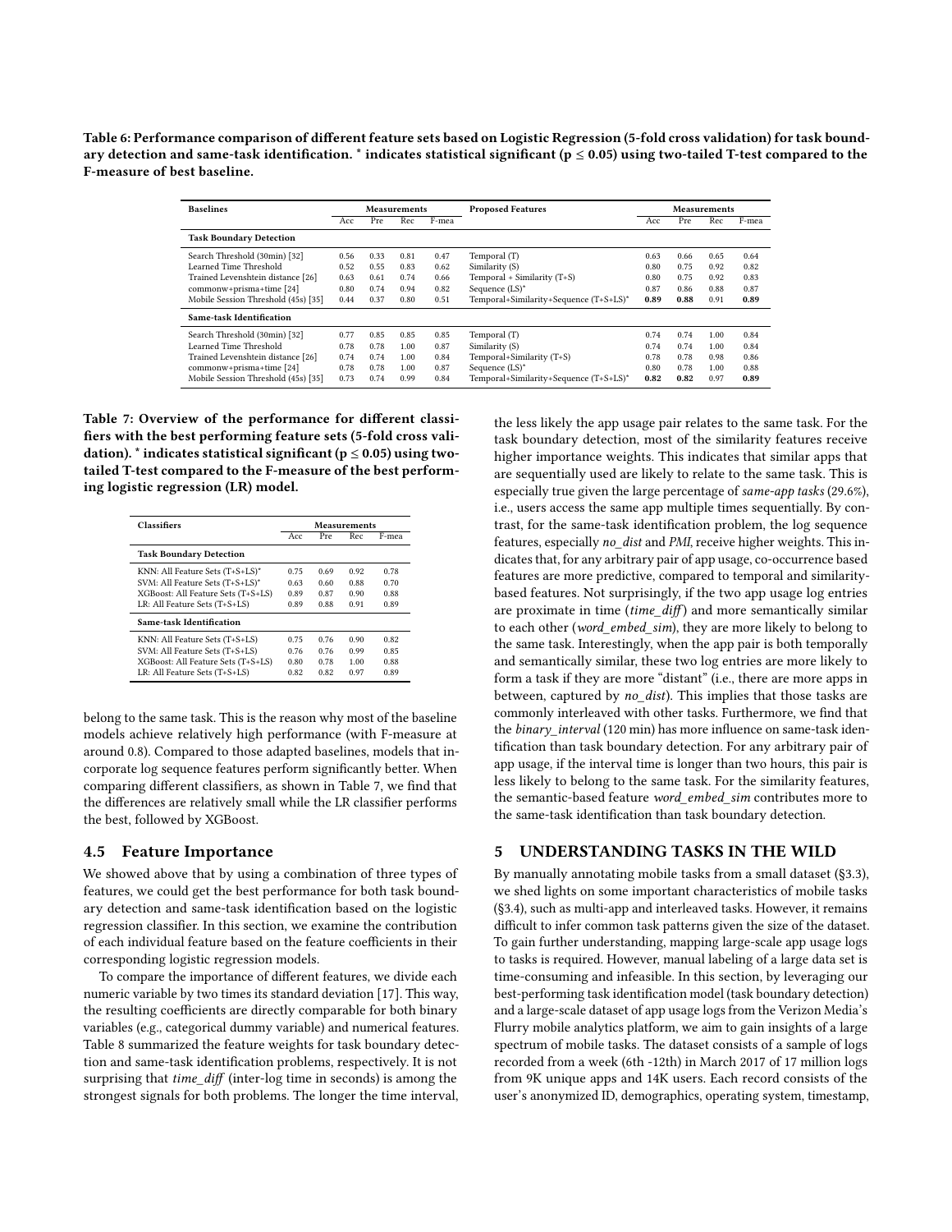**Table 6: Performance comparison of different feature sets based on Logistic Regression (5-fold cross validation) for task boundary detection and same-task identification. * indicates statistical significant ($p \leq 0.05$) using two-tailed T-test compared to the F-measure of best baseline.**

| Baselines | Measurements | | | | Proposed Features | Measurements | | | |
|---|---|---|---|---|---|---|---|---|---|
| | Acc | Pre | Rec | F-mea | | Acc | Pre | Rec | F-mea |
| **Task Boundary Detection** | | | | | | | | | |
| Search Threshold (30min) [32] | 0.56 | 0.33 | 0.81 | 0.47 | Temporal (T) | 0.63 | 0.66 | 0.65 | 0.64 |
| Learned Time Threshold | 0.52 | 0.55 | 0.83 | 0.62 | Similarity (S) | 0.80 | 0.75 | 0.92 | 0.82 |
| Trained Levenshtein distance [26] | 0.63 | 0.61 | 0.74 | 0.66 | Temporal + Similarity (T+S) | 0.80 | 0.75 | 0.92 | 0.83 |
| commonw+prisma+time [24] | 0.80 | 0.74 | 0.94 | 0.82 | Sequence (LS)* | 0.87 | 0.86 | 0.88 | 0.87 |
| Mobile Session Threshold (45s) [35] | 0.44 | 0.37 | 0.80 | 0.51 | Temporal+Similarity+Sequence (T+S+LS)* | **0.89** | **0.88** | 0.91 | **0.89** |
| **Same-task Identification** | | | | | | | | | |
| Search Threshold (30min) [32] | 0.77 | 0.85 | 0.85 | 0.85 | Temporal (T) | 0.74 | 0.74 | 1.00 | 0.84 |
| Learned Time Threshold | 0.78 | 0.78 | 1.00 | 0.87 | Similarity (S) | 0.74 | 0.74 | 1.00 | 0.84 |
| Trained Levenshtein distance [26] | 0.74 | 0.74 | 1.00 | 0.84 | Temporal+Similarity (T+S) | 0.78 | 0.78 | 0.98 | 0.86 |
| commonw+prisma+time [24] | 0.78 | 0.78 | 1.00 | 0.87 | Sequence (LS)* | 0.80 | 0.78 | 1.00 | 0.88 |
| Mobile Session Threshold (45s) [35] | 0.73 | 0.74 | 0.99 | 0.84 | Temporal+Similarity+Sequence (T+S+LS)* | **0.82** | **0.82** | 0.97 | **0.89** |

**Table 7: Overview of the performance for different classifiers with the best performing feature sets (5-fold cross validation). * indicates statistical significant ($p \leq 0.05$) using two-tailed T-test compared to the F-measure of the best performing logistic regression (LR) model.**

| Classifiers | Measurements | | | |
|---|---|---|---|---|
| | Acc | Pre | Rec | F-mea |
| **Task Boundary Detection** | | | | |
| KNN: All Feature Sets (T+S+LS)* | 0.75 | 0.69 | 0.92 | 0.78 |
| SVM: All Feature Sets (T+S+LS)* | 0.63 | 0.60 | 0.88 | 0.70 |
| XGBoost: All Feature Sets (T+S+LS) | 0.89 | 0.87 | 0.90 | 0.88 |
| LR: All Feature Sets (T+S+LS) | 0.89 | 0.88 | 0.91 | 0.89 |
| **Same-task Identification** | | | | |
| KNN: All Feature Sets (T+S+LS) | 0.75 | 0.76 | 0.90 | 0.82 |
| SVM: All Feature Sets (T+S+LS) | 0.76 | 0.76 | 0.99 | 0.85 |
| XGBoost: All Feature Sets (T+S+LS) | 0.80 | 0.78 | 1.00 | 0.88 |
| LR: All Feature Sets (T+S+LS) | 0.82 | 0.82 | 0.97 | 0.89 |

belong to the same task. This is the reason why most of the baseline models achieve relatively high performance (with F-measure at around 0.8). Compared to those adapted baselines, models that incorporate log sequence features perform significantly better. When comparing different classifiers, as shown in Table 7, we find that the differences are relatively small while the LR classifier performs the best, followed by XGBoost.

### 4.5 Feature Importance

We showed above that by using a combination of three types of features, we could get the best performance for both task boundary detection and same-task identification based on the logistic regression classifier. In this section, we examine the contribution of each individual feature based on the feature coefficients in their corresponding logistic regression models.

To compare the importance of different features, we divide each numeric variable by two times its standard deviation [17]. This way, the resulting coefficients are directly comparable for both binary variables (e.g., categorical dummy variable) and numerical features. Table 8 summarized the feature weights for task boundary detection and same-task identification problems, respectively. It is not surprising that *time_diff* (inter-log time in seconds) is among the strongest signals for both problems. The longer the time interval, the less likely the app usage pair relates to the same task. For the task boundary detection, most of the similarity features receive higher importance weights. This indicates that similar apps that are sequentially used are likely to relate to the same task. This is especially true given the large percentage of *same-app tasks* (29.6%), i.e., users access the same app multiple times sequentially. By contrast, for the same-task identification problem, the log sequence features, especially *no_dist* and *PMI*, receive higher weights. This indicates that, for any arbitrary pair of app usage, co-occurrence based features are more predictive, compared to temporal and similarity-based features. Not surprisingly, if the two app usage log entries are proximate in time (*time_diff*) and more semantically similar to each other (*word_embed_sim*), they are more likely to belong to the same task. Interestingly, when the app pair is both temporally and semantically similar, these two log entries are more likely to form a task if they are more "distant" (i.e., there are more apps in between, captured by *no_dist*). This implies that those tasks are commonly interleaved with other tasks. Furthermore, we find that the *binary_interval* (120 min) has more influence on same-task identification than task boundary detection. For any arbitrary pair of app usage, if the interval time is longer than two hours, this pair is less likely to belong to the same task. For the similarity features, the semantic-based feature *word_embed_sim* contributes more to the same-task identification than task boundary detection.

## 5 UNDERSTANDING TASKS IN THE WILD

By manually annotating mobile tasks from a small dataset (§3.3), we shed lights on some important characteristics of mobile tasks (§3.4), such as multi-app and interleaved tasks. However, it remains difficult to infer common task patterns given the size of the dataset. To gain further understanding, mapping large-scale app usage logs to tasks is required. However, manual labeling of a large data set is time-consuming and infeasible. In this section, by leveraging our best-performing task identification model (task boundary detection) and a large-scale dataset of app usage logs from the Verizon Media's Flurry mobile analytics platform, we aim to gain insights of a large spectrum of mobile tasks. The dataset consists of a sample of logs recorded from a week (6th -12th) in March 2017 of 17 million logs from 9K unique apps and 14K users. Each record consists of the user's anonymized ID, demographics, operating system, timestamp,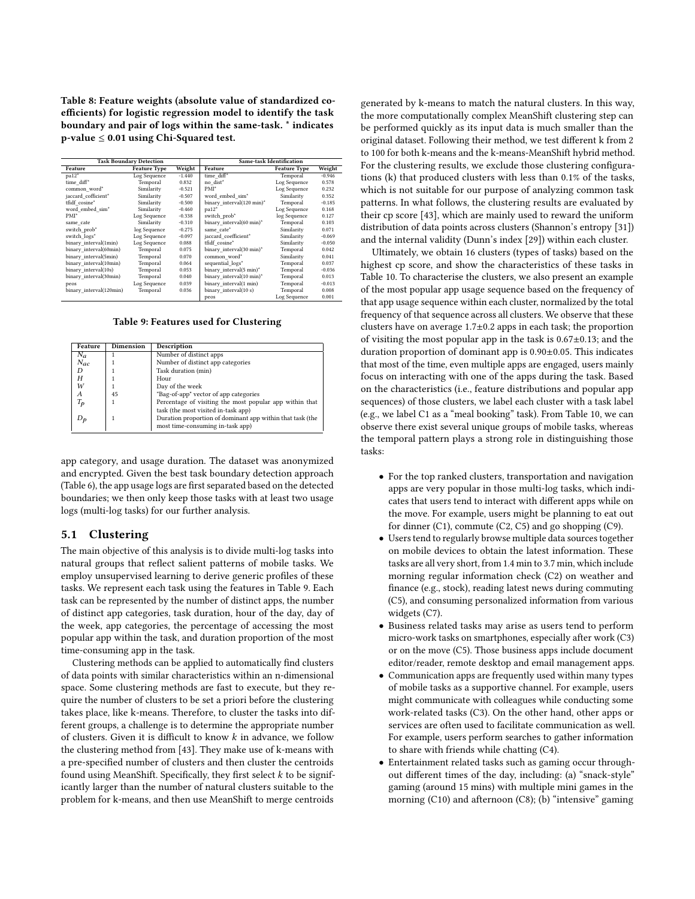**Table 8: Feature weights (absolute value of standardized coefficients) for logistic regression model to identify the task boundary and pair of logs within the same-task. * indicates p-value ≤ 0.01 using Chi-Squared test.**

| Task Boundary Detection | | | Same-task Identification | | |
|---|---|---|---|---|---|
| **Feature** | **Feature Type** | **Weight** | **Feature** | **Feature Type** | **Weight** |
| pa12* | Log Sequence | -1.440 | time_diff* | Temporal | -0.946 |
| time_diff* | Temporal | 0.832 | no_dist* | Log Sequence | 0.578 |
| common_word* | Similarity | -0.521 | PMI* | Log Sequence | 0.232 |
| jaccard_cofficient* | Similarity | -0.507 | word_embed_sim* | Similarity | 0.352 |
| tfidf_cosine* | Similarity | -0.500 | binary_interval(120 min)* | Temporal | -0.185 |
| word_embed_sim* | Similarity | -0.460 | pa12* | Log Sequence | 0.168 |
| PMI* | Log Sequence | -0.338 | switch_prob* | log Sequence | 0.127 |
| same_cate | Similarity | -0.310 | binary_interval(60 min)* | Temporal | 0.103 |
| switch_prob* | log Sequence | -0.275 | same_cate* | Similarity | 0.071 |
| switch_logs* | Log Sequence | -0.097 | jaccard_coefficient* | Similarity | -0.069 |
| binary_interval(1min) | Log Sequence | 0.088 | tfidf_cosine* | Similarity | -0.050 |
| binary_interval(60min) | Temporal | 0.075 | binary_interval(30 min)* | Temporal | 0.042 |
| binary_interval(5min) | Temporal | 0.070 | common_word* | Similarity | 0.041 |
| binary_interval(10min) | Temporal | 0.064 | sequential_logs* | Temporal | 0.037 |
| binary_interval(10s) | Temporal | 0.053 | binary_interval(5 min)* | Temporal | -0.036 |
| binary_interval(30min) | Temporal | 0.040 | binary_interval(10 min)* | Temporal | 0.013 |
| peos | Log Sequence | 0.039 | binary_interval(1 min) | Temporal | -0.013 |
| binary_interval(120min) | Temporal | 0.036 | binary_interval(10 s) | Temporal | 0.008 |
| | | | peos | Log Sequence | 0.001 |

**Table 9: Features used for Clustering**

| Feature | Dimension | Description |
|---|---|---|
| $N_a$ | 1 | Number of distinct apps |
| $N_{ac}$ | 1 | Number of distinct app categories |
| $D$ | 1 | Task duration (min) |
| $H$ | 1 | Hour |
| $W$ | 1 | Day of the week |
| $A$ | 45 | "Bag-of-app" vector of app categories |
| $T_p$ | 1 | Percentage of visiting the most popular app within that task (the most visited in-task app) |
| $D_p$ | 1 | Duration proportion of dominant app within that task (the most time-consuming in-task app) |

app category, and usage duration. The dataset was anonymized and encrypted. Given the best task boundary detection approach (Table 6), the app usage logs are first separated based on the detected boundaries; we then only keep those tasks with at least two usage logs (multi-log tasks) for our further analysis.

## 5.1 Clustering

The main objective of this analysis is to divide multi-log tasks into natural groups that reflect salient patterns of mobile tasks. We employ unsupervised learning to derive generic profiles of these tasks. We represent each task using the features in Table 9. Each task can be represented by the number of distinct apps, the number of distinct app categories, task duration, hour of the day, day of the week, app categories, the percentage of accessing the most popular app within the task, and duration proportion of the most time-consuming app in the task.

Clustering methods can be applied to automatically find clusters of data points with similar characteristics within an n-dimensional space. Some clustering methods are fast to execute, but they require the number of clusters to be set a priori before the clustering takes place, like k-means. Therefore, to cluster the tasks into different groups, a challenge is to determine the appropriate number of clusters. Given it is difficult to know $k$ in advance, we follow the clustering method from [43]. They make use of k-means with a pre-specified number of clusters and then cluster the centroids found using MeanShift. Specifically, they first select $k$ to be significantly larger than the number of natural clusters suitable to the problem for k-means, and then use MeanShift to merge centroids generated by k-means to match the natural clusters. In this way, the more computationally complex MeanShift clustering step can be performed quickly as its input data is much smaller than the original dataset. Following their method, we test different k from 2 to 100 for both k-means and the k-means-MeanShift hybrid method. For the clustering results, we exclude those clustering configurations (k) that produced clusters with less than 0.1% of the tasks, which is not suitable for our purpose of analyzing common task patterns. In what follows, the clustering results are evaluated by their cp score [43], which are mainly used to reward the uniform distribution of data points across clusters (Shannon's entropy [31]) and the internal validity (Dunn's index [29]) within each cluster.

Ultimately, we obtain 16 clusters (types of tasks) based on the highest cp score, and show the characteristics of these tasks in Table 10. To characterise the clusters, we also present an example of the most popular app usage sequence based on the frequency of that app usage sequence within each cluster, normalized by the total frequency of that sequence across all clusters. We observe that these clusters have on average 1.7±0.2 apps in each task; the proportion of visiting the most popular app in the task is 0.67±0.13; and the duration proportion of dominant app is 0.90±0.05. This indicates that most of the time, even multiple apps are engaged, users mainly focus on interacting with one of the apps during the task. Based on the characteristics (i.e., feature distributions and popular app sequences) of those clusters, we label each cluster with a task label (e.g., we label C1 as a "meal booking" task). From Table 10, we can observe there exist several unique groups of mobile tasks, whereas the temporal pattern plays a strong role in distinguishing those tasks:

- For the top ranked clusters, transportation and navigation apps are very popular in those multi-log tasks, which indicates that users tend to interact with different apps while on the move. For example, users might be planning to eat out for dinner (C1), commute (C2, C5) and go shopping (C9).
- Users tend to regularly browse multiple data sources together on mobile devices to obtain the latest information. These tasks are all very short, from 1.4 min to 3.7 min, which include morning regular information check (C2) on weather and finance (e.g., stock), reading latest news during commuting (C5), and consuming personalized information from various widgets (C7).
- Business related tasks may arise as users tend to perform micro-work tasks on smartphones, especially after work (C3) or on the move (C5). Those business apps include document editor/reader, remote desktop and email management apps.
- Communication apps are frequently used within many types of mobile tasks as a supportive channel. For example, users might communicate with colleagues while conducting some work-related tasks (C3). On the other hand, other apps or services are often used to facilitate communication as well. For example, users perform searches to gather information to share with friends while chatting (C4).
- Entertainment related tasks such as gaming occur throughout different times of the day, including: (a) "snack-style" gaming (around 15 mins) with multiple mini games in the morning (C10) and afternoon (C8); (b) "intensive" gaming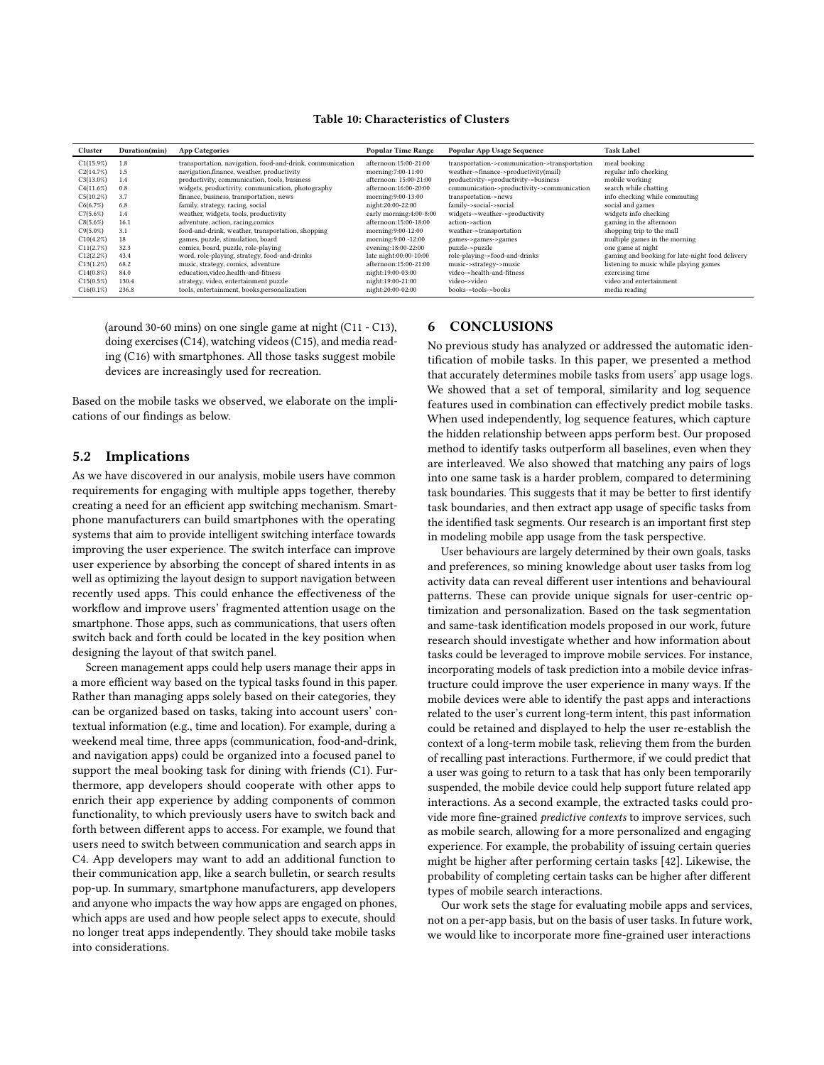**Table 10: Characteristics of Clusters**

| Cluster | Duration(min) | App Categories | Popular Time Range | Popular App Usage Sequence | Task Label |
|---|---|---|---|---|---|
| C1(15.9%) | 1.8 | transportation, navigation, food-and-drink, communication | afternoon:15:00-21:00 | transportation->communication->transportation | meal booking |
| C2(14.7%) | 1.5 | navigation,finance, weather, productivity | morning:7:00-11:00 | weather->finance->productivity(mail) | regular info checking |
| C3(13.0%) | 1.4 | productivity, communication, tools, business | afternoon: 15:00-21:00 | productivity->productivity->business | mobile working |
| C4(11.6%) | 0.8 | widgets, productivity, communication, photography | afternoon:16:00-20:00 | communication->productivity->communication | search while chatting |
| C5(10.2%) | 3.7 | finance, business, transportation, news | morning:9:00-13:00 | transportation->news | info checking while commuting |
| C6(6.7%) | 6.8 | family, strategy, racing, social | night:20:00-22:00 | family->social->social | social and games |
| C7(5.6%) | 1.4 | weather, widgets, tools, productivity | early morning:4:00-8:00 | widgets->weather->productivity | widgets info checking |
| C8(5.6%) | 16.1 | adventure, action, racing,comics | afternoon:15:00-18:00 | action->action | gaming in the afternoon |
| C9(5.0%) | 3.1 | food-and-drink, weather, transportation, shopping | morning:9:00-12:00 | weather->transportation | shopping trip to the mall |
| C10(4.2%) | 18 | games, puzzle, stimulation, board | morning:9:00 -12:00 | games->games->games | multiple games in the morning |
| C11(2.7%) | 32.3 | comics, board, puzzle, role-playing | evening:18:00-22:00 | puzzle->puzzle | one game at night |
| C12(2.2%) | 43.4 | word, role-playing, strategy, food-and-drinks | late night:00:00-10:00 | role-playing->food-and-drinks | gaming and booking for late-night food delivery |
| C13(1.2%) | 68.2 | music, strategy, comics, adventure | afternoon:15:00-21:00 | music->strategy->music | listening to music while playing games |
| C14(0.8%) | 84.0 | education,video,health-and-fitness | night:19:00-03:00 | video->health-and-fitness | exercising time |
| C15(0.5%) | 130.4 | strategy, video, entertainment puzzle | night:19:00-21:00 | video->video | video and entertainment |
| C16(0.1%) | 236.8 | tools, entertainment, books,personalization | night:20:00-02:00 | books->tools->books | media reading |

(around 30-60 mins) on one single game at night (C11 - C13), doing exercises (C14), watching videos (C15), and media reading (C16) with smartphones. All those tasks suggest mobile devices are increasingly used for recreation.

Based on the mobile tasks we observed, we elaborate on the implications of our findings as below.

## 5.2 Implications

As we have discovered in our analysis, mobile users have common requirements for engaging with multiple apps together, thereby creating a need for an efficient app switching mechanism. Smartphone manufacturers can build smartphones with the operating systems that aim to provide intelligent switching interface towards improving the user experience. The switch interface can improve user experience by absorbing the concept of shared intents in as well as optimizing the layout design to support navigation between recently used apps. This could enhance the effectiveness of the workflow and improve users' fragmented attention usage on the smartphone. Those apps, such as communications, that users often switch back and forth could be located in the key position when designing the layout of that switch panel.

Screen management apps could help users manage their apps in a more efficient way based on the typical tasks found in this paper. Rather than managing apps solely based on their categories, they can be organized based on tasks, taking into account users' contextual information (e.g., time and location). For example, during a weekend meal time, three apps (communication, food-and-drink, and navigation apps) could be organized into a focused panel to support the meal booking task for dining with friends (C1). Furthermore, app developers should cooperate with other apps to enrich their app experience by adding components of common functionality, to which previously users have to switch back and forth between different apps to access. For example, we found that users need to switch between communication and search apps in C4. App developers may want to add an additional function to their communication app, like a search bulletin, or search results pop-up. In summary, smartphone manufacturers, app developers and anyone who impacts the way how apps are engaged on phones, which apps are used and how people select apps to execute, should no longer treat apps independently. They should take mobile tasks into considerations.

# 6 CONCLUSIONS

No previous study has analyzed or addressed the automatic identification of mobile tasks. In this paper, we presented a method that accurately determines mobile tasks from users' app usage logs. We showed that a set of temporal, similarity and log sequence features used in combination can effectively predict mobile tasks. When used independently, log sequence features, which capture the hidden relationship between apps perform best. Our proposed method to identify tasks outperform all baselines, even when they are interleaved. We also showed that matching any pairs of logs into one same task is a harder problem, compared to determining task boundaries. This suggests that it may be better to first identify task boundaries, and then extract app usage of specific tasks from the identified task segments. Our research is an important first step in modeling mobile app usage from the task perspective.

User behaviours are largely determined by their own goals, tasks and preferences, so mining knowledge about user tasks from log activity data can reveal different user intentions and behavioural patterns. These can provide unique signals for user-centric optimization and personalization. Based on the task segmentation and same-task identification models proposed in our work, future research should investigate whether and how information about tasks could be leveraged to improve mobile services. For instance, incorporating models of task prediction into a mobile device infrastructure could improve the user experience in many ways. If the mobile devices were able to identify the past apps and interactions related to the user's current long-term intent, this past information could be retained and displayed to help the user re-establish the context of a long-term mobile task, relieving them from the burden of recalling past interactions. Furthermore, if we could predict that a user was going to return to a task that has only been temporarily suspended, the mobile device could help support future related app interactions. As a second example, the extracted tasks could provide more fine-grained *predictive contexts* to improve services, such as mobile search, allowing for a more personalized and engaging experience. For example, the probability of issuing certain queries might be higher after performing certain tasks [42]. Likewise, the probability of completing certain tasks can be higher after different types of mobile search interactions.

Our work sets the stage for evaluating mobile apps and services, not on a per-app basis, but on the basis of user tasks. In future work, we would like to incorporate more fine-grained user interactions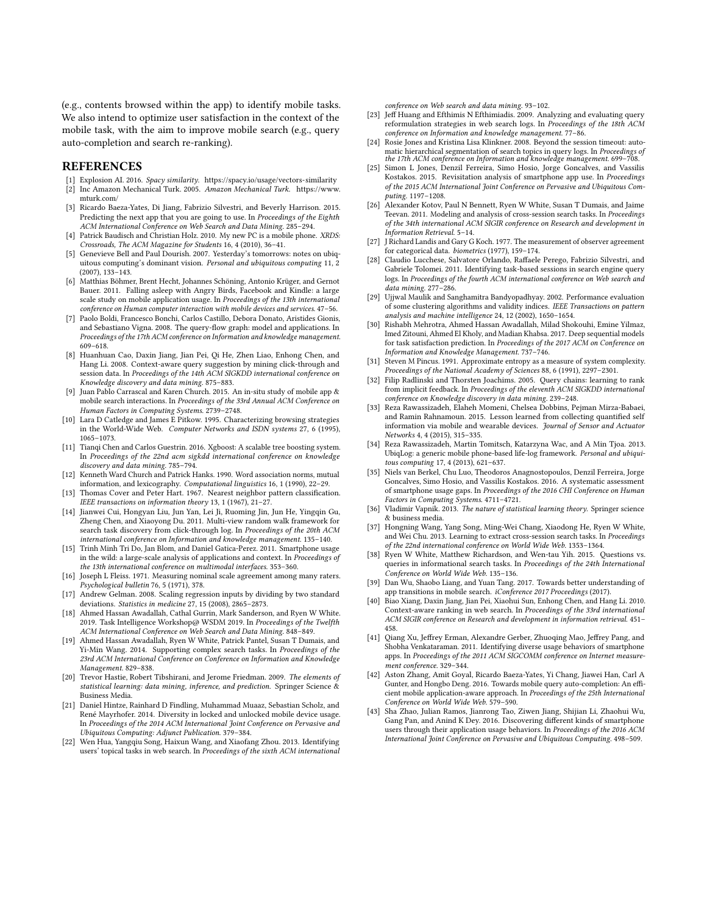(e.g., contents browsed within the app) to identify mobile tasks. We also intend to optimize user satisfaction in the context of the mobile task, with the aim to improve mobile search (e.g., query auto-completion and search re-ranking).

## REFERENCES

[1] Explosion AI. 2016. *Spacy similarity.* https://spacy.io/usage/vectors-similarity

[2] Inc Amazon Mechanical Turk. 2005. *Amazon Mechanical Turk.* https://www.mturk.com/

[3] Ricardo Baeza-Yates, Di Jiang, Fabrizio Silvestri, and Beverly Harrison. 2015. Predicting the next app that you are going to use. In *Proceedings of the Eighth ACM International Conference on Web Search and Data Mining.* 285–294.

[4] Patrick Baudisch and Christian Holz. 2010. My new PC is a mobile phone. *XRDS: Crossroads, The ACM Magazine for Students* 16, 4 (2010), 36–41.

[5] Genevieve Bell and Paul Dourish. 2007. Yesterday's tomorrows: notes on ubiquitous computing's dominant vision. *Personal and ubiquitous computing* 11, 2 (2007), 133–143.

[6] Matthias Böhmer, Brent Hecht, Johannes Schöning, Antonio Krüger, and Gernot Bauer. 2011. Falling asleep with Angry Birds, Facebook and Kindle: a large scale study on mobile application usage. In *Proceedings of the 13th international conference on Human computer interaction with mobile devices and services.* 47–56.

[7] Paolo Boldi, Francesco Bonchi, Carlos Castillo, Debora Donato, Aristides Gionis, and Sebastiano Vigna. 2008. The query-flow graph: model and applications. In *Proceedings of the 17th ACM conference on Information and knowledge management.* 609–618.

[8] Huanhuan Cao, Daxin Jiang, Jian Pei, Qi He, Zhen Liao, Enhong Chen, and Hang Li. 2008. Context-aware query suggestion by mining click-through and session data. In *Proceedings of the 14th ACM SIGKDD international conference on Knowledge discovery and data mining.* 875–883.

[9] Juan Pablo Carrascal and Karen Church. 2015. An in-situ study of mobile app & mobile search interactions. In *Proceedings of the 33rd Annual ACM Conference on Human Factors in Computing Systems.* 2739–2748.

[10] Lara D Catledge and James E Pitkow. 1995. Characterizing browsing strategies in the World-Wide Web. *Computer Networks and ISDN systems* 27, 6 (1995), 1065–1073.

[11] Tianqi Chen and Carlos Guestrin. 2016. Xgboost: A scalable tree boosting system. In *Proceedings of the 22nd acm sigkdd international conference on knowledge discovery and data mining.* 785–794.

[12] Kenneth Ward Church and Patrick Hanks. 1990. Word association norms, mutual information, and lexicography. *Computational linguistics* 16, 1 (1990), 22–29.

[13] Thomas Cover and Peter Hart. 1967. Nearest neighbor pattern classification. *IEEE transactions on information theory* 13, 1 (1967), 21–27.

[14] Jianwei Cui, Hongyan Liu, Jun Yan, Lei Ji, Ruoming Jin, Jun He, Yingqin Gu, Zheng Chen, and Xiaoyong Du. 2011. Multi-view random walk framework for search task discovery from click-through log. In *Proceedings of the 20th ACM international conference on Information and knowledge management.* 135–140.

[15] Trinh Minh Tri Do, Jan Blom, and Daniel Gatica-Perez. 2011. Smartphone usage in the wild: a large-scale analysis of applications and context. In *Proceedings of the 13th international conference on multimodal interfaces.* 353–360.

[16] Joseph L Fleiss. 1971. Measuring nominal scale agreement among many raters. *Psychological bulletin* 76, 5 (1971), 378.

[17] Andrew Gelman. 2008. Scaling regression inputs by dividing by two standard deviations. *Statistics in medicine* 27, 15 (2008), 2865–2873.

[18] Ahmed Hassan Awadallah, Cathal Gurrin, Mark Sanderson, and Ryen W White. 2019. Task Intelligence Workshop@ WSDM 2019. In *Proceedings of the Twelfth ACM International Conference on Web Search and Data Mining.* 848–849.

[19] Ahmed Hassan Awadallah, Ryen W White, Patrick Pantel, Susan T Dumais, and Yi-Min Wang. 2014. Supporting complex search tasks. In *Proceedings of the 23rd ACM International Conference on Conference on Information and Knowledge Management.* 829–838.

[20] Trevor Hastie, Robert Tibshirani, and Jerome Friedman. 2009. *The elements of statistical learning: data mining, inference, and prediction.* Springer Science & Business Media.

[21] Daniel Hintze, Rainhard D Findling, Muhammad Muaaz, Sebastian Scholz, and René Mayrhofer. 2014. Diversity in locked and unlocked mobile device usage. In *Proceedings of the 2014 ACM International Joint Conference on Pervasive and Ubiquitous Computing: Adjunct Publication.* 379–384.

[22] Wen Hua, Yangqiu Song, Haixun Wang, and Xiaofang Zhou. 2013. Identifying users' topical tasks in web search. In *Proceedings of the sixth ACM international conference on Web search and data mining.* 93–102.

[23] Jeff Huang and Efthimis N Efthimiadis. 2009. Analyzing and evaluating query reformulation strategies in web search logs. In *Proceedings of the 18th ACM conference on Information and knowledge management.* 77–86.

[24] Rosie Jones and Kristina Lisa Klinkner. 2008. Beyond the session timeout: automatic hierarchical segmentation of search topics in query logs. In *Proceedings of the 17th ACM conference on Information and knowledge management.* 699–708.

[25] Simon L Jones, Denzil Ferreira, Simo Hosio, Jorge Goncalves, and Vassilis Kostakos. 2015. Revisitation analysis of smartphone app use. In *Proceedings of the 2015 ACM International Joint Conference on Pervasive and Ubiquitous Computing.* 1197–1208.

[26] Alexander Kotov, Paul N Bennett, Ryen W White, Susan T Dumais, and Jaime Teevan. 2011. Modeling and analysis of cross-session search tasks. In *Proceedings of the 34th international ACM SIGIR conference on Research and development in Information Retrieval.* 5–14.

[27] J Richard Landis and Gary G Koch. 1977. The measurement of observer agreement for categorical data. *biometrics* (1977), 159–174.

[28] Claudio Lucchese, Salvatore Orlando, Raffaele Perego, Fabrizio Silvestri, and Gabriele Tolomei. 2011. Identifying task-based sessions in search engine query logs. In *Proceedings of the fourth ACM international conference on Web search and data mining.* 277–286.

[29] Ujjwal Maulik and Sanghamitra Bandyopadhyay. 2002. Performance evaluation of some clustering algorithms and validity indices. *IEEE Transactions on pattern analysis and machine intelligence* 24, 12 (2002), 1650–1654.

[30] Rishabh Mehrotra, Ahmed Hassan Awadallah, Milad Shokouhi, Emine Yilmaz, Imed Zitouni, Ahmed El Kholy, and Madian Khabsa. 2017. Deep sequential models for task satisfaction prediction. In *Proceedings of the 2017 ACM on Conference on Information and Knowledge Management.* 737–746.

[31] Steven M Pincus. 1991. Approximate entropy as a measure of system complexity. *Proceedings of the National Academy of Sciences* 88, 6 (1991), 2297–2301.

[32] Filip Radlinski and Thorsten Joachims. 2005. Query chains: learning to rank from implicit feedback. In *Proceedings of the eleventh ACM SIGKDD international conference on Knowledge discovery in data mining.* 239–248.

[33] Reza Rawassizadeh, Elaheh Momeni, Chelsea Dobbins, Pejman Mirza-Babaei, and Ramin Rahnamoun. 2015. Lesson learned from collecting quantified self information via mobile and wearable devices. *Journal of Sensor and Actuator Networks* 4, 4 (2015), 315–335.

[34] Reza Rawassizadeh, Martin Tomitsch, Katarzyna Wac, and A Min Tjoa. 2013. UbiqLog: a generic mobile phone-based life-log framework. *Personal and ubiquitous computing* 17, 4 (2013), 621–637.

[35] Niels van Berkel, Chu Luo, Theodoros Anagnostopoulos, Denzil Ferreira, Jorge Goncalves, Simo Hosio, and Vassilis Kostakos. 2016. A systematic assessment of smartphone usage gaps. In *Proceedings of the 2016 CHI Conference on Human Factors in Computing Systems.* 4711–4721.

[36] Vladimir Vapnik. 2013. *The nature of statistical learning theory.* Springer science & business media.

[37] Hongning Wang, Yang Song, Ming-Wei Chang, Xiaodong He, Ryen W White, and Wei Chu. 2013. Learning to extract cross-session search tasks. In *Proceedings of the 22nd international conference on World Wide Web.* 1353–1364.

[38] Ryen W White, Matthew Richardson, and Wen-tau Yih. 2015. Questions vs. queries in informational search tasks. In *Proceedings of the 24th International Conference on World Wide Web.* 135–136.

[39] Dan Wu, Shaobo Liang, and Yuan Tang. 2017. Towards better understanding of app transitions in mobile search. *iConference 2017 Proceedings* (2017).

[40] Biao Xiang, Daxin Jiang, Jian Pei, Xiaohui Sun, Enhong Chen, and Hang Li. 2010. Context-aware ranking in web search. In *Proceedings of the 33rd international ACM SIGIR conference on Research and development in information retrieval.* 451–458.

[41] Qiang Xu, Jeffrey Erman, Alexandre Gerber, Zhuoqing Mao, Jeffrey Pang, and Shobha Venkataraman. 2011. Identifying diverse usage behaviors of smartphone apps. In *Proceedings of the 2011 ACM SIGCOMM conference on Internet measurement conference.* 329–344.

[42] Aston Zhang, Amit Goyal, Ricardo Baeza-Yates, Yi Chang, Jiawei Han, Carl A Gunter, and Hongbo Deng. 2016. Towards mobile query auto-completion: An efficient mobile application-aware approach. In *Proceedings of the 25th International Conference on World Wide Web.* 579–590.

[43] Sha Zhao, Julian Ramos, Jianrong Tao, Ziwen Jiang, Shijian Li, Zhaohui Wu, Gang Pan, and Anind K Dey. 2016. Discovering different kinds of smartphone users through their application usage behaviors. In *Proceedings of the 2016 ACM International Joint Conference on Pervasive and Ubiquitous Computing.* 498–509.